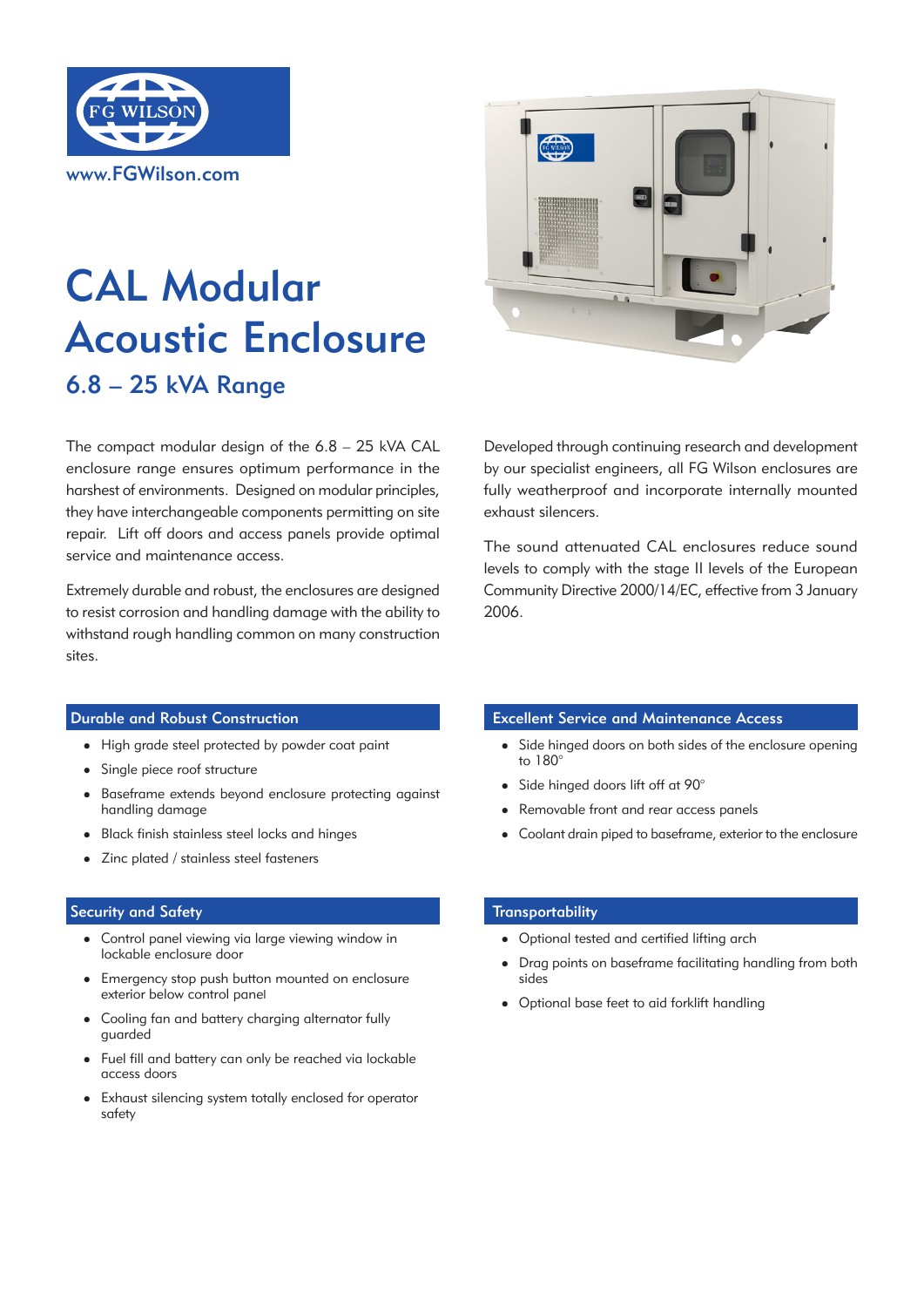FG WILSON

www.FGWilson.com

# CAL Modular Acoustic Enclosure

## 6.8 – 25 kVA Range

The compact modular design of the 6.8 – 25 kVA CAL enclosure range ensures optimum performance in the harshest of environments. Designed on modular principles, they have interchangeable components permitting on site repair. Lift off doors and access panels provide optimal service and maintenance access.

Extremely durable and robust, the enclosures are designed to resist corrosion and handling damage with the ability to withstand rough handling common on many construction sites.

Developed through continuing research and development by our specialist engineers, all FG Wilson enclosures are fully weatherproof and incorporate internally mounted exhaust silencers.

The sound attenuated CAL enclosures reduce sound levels to comply with the stage II levels of the European Community Directive 2000/14/EC, effective from 3 January 2006.

### Durable and Robust Construction

- High grade steel protected by powder coat paint
- Single piece roof structure
- Baseframe extends beyond enclosure protecting against handling damage
- Black finish stainless steel locks and hinges
- Zinc plated / stainless steel fasteners

### Security and Safety

- Control panel viewing via large viewing window in lockable enclosure door
- Emergency stop push button mounted on enclosure exterior below control panel
- Cooling fan and battery charging alternator fully guarded
- Fuel fill and battery can only be reached via lockable access doors
- Exhaust silencing system totally enclosed for operator safety

### Excellent Service and Maintenance Access

- Side hinged doors on both sides of the enclosure opening to 180°
- Side hinged doors lift off at 90°
- Removable front and rear access panels
- Coolant drain piped to baseframe, exterior to the enclosure

### Transportability

- Optional tested and certified lifting arch
- Drag points on baseframe facilitating handling from both sides
- Optional base feet to aid forklift handling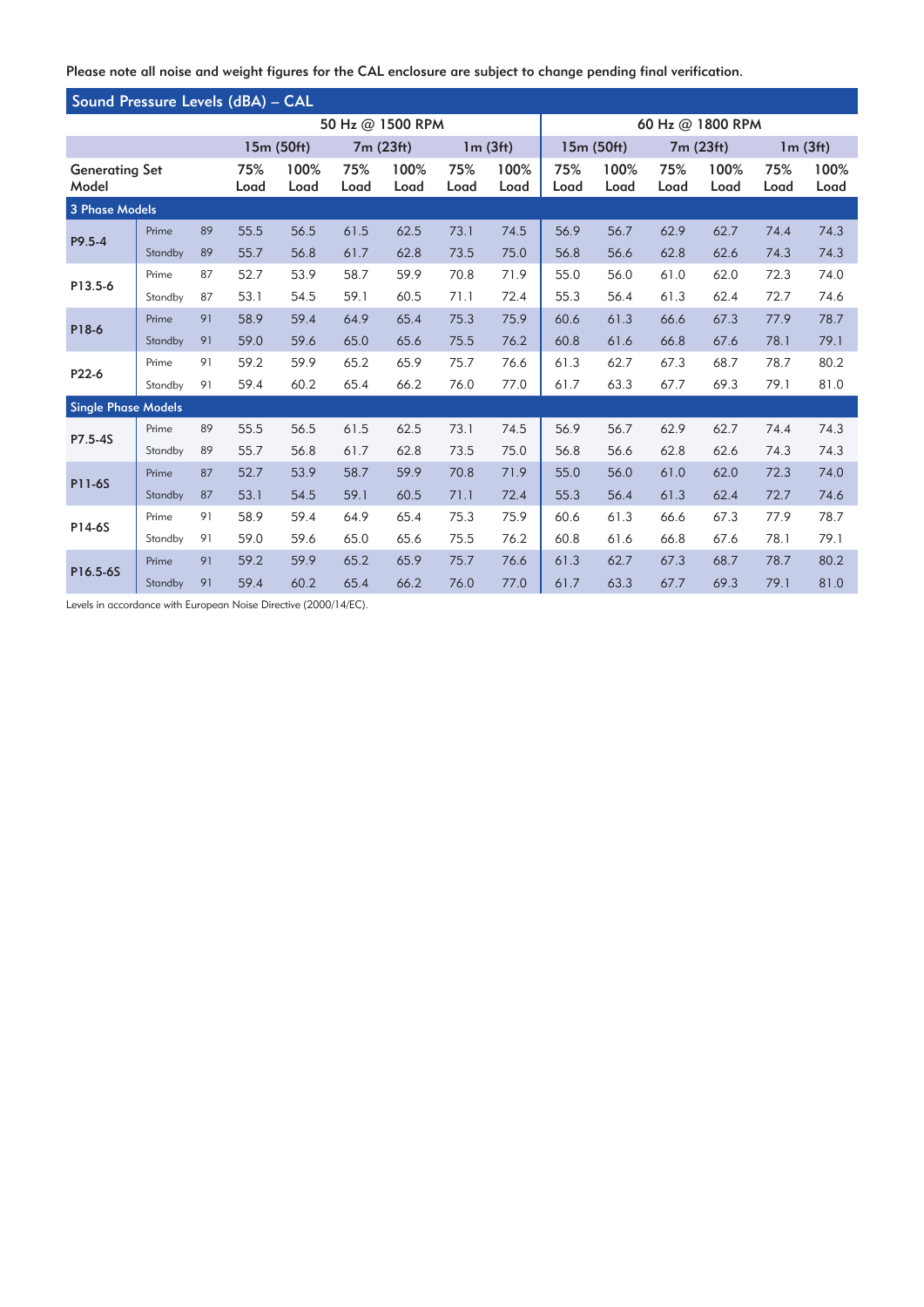Please note all noise and weight figures for the CAL enclosure are subject to change pending final verification.

## Sound Pressure Levels (dBA) – CAL

| Generating Set Model | | | 50 Hz @ 1500 RPM | | | | | | 60 Hz @ 1800 RPM | | | | | |
|---|---|---|---|---|---|---|---|---|---|---|---|---|---|---|
| | | | 15m (50ft) | | 7m (23ft) | | 1m (3ft) | | 15m (50ft) | | 7m (23ft) | | 1m (3ft) | |
| | | | 75% Load | 100% Load | 75% Load | 100% Load | 75% Load | 100% Load | 75% Load | 100% Load | 75% Load | 100% Load | 75% Load | 100% Load |
| **3 Phase Models** | | | | | | | | | | | | | | |
| P9.5-4 | Prime | 89 | 55.5 | 56.5 | 61.5 | 62.5 | 73.1 | 74.5 | 56.9 | 56.7 | 62.9 | 62.7 | 74.4 | 74.3 |
| | Standby | 89 | 55.7 | 56.8 | 61.7 | 62.8 | 73.5 | 75.0 | 56.8 | 56.6 | 62.8 | 62.6 | 74.3 | 74.3 |
| P13.5-6 | Prime | 87 | 52.7 | 53.9 | 58.7 | 59.9 | 70.8 | 71.9 | 55.0 | 56.0 | 61.0 | 62.0 | 72.3 | 74.0 |
| | Standby | 87 | 53.1 | 54.5 | 59.1 | 60.5 | 71.1 | 72.4 | 55.3 | 56.4 | 61.3 | 62.4 | 72.7 | 74.6 |
| P18-6 | Prime | 91 | 58.9 | 59.4 | 64.9 | 65.4 | 75.3 | 75.9 | 60.6 | 61.3 | 66.6 | 67.3 | 77.9 | 78.7 |
| | Standby | 91 | 59.0 | 59.6 | 65.0 | 65.6 | 75.5 | 76.2 | 60.8 | 61.6 | 66.8 | 67.6 | 78.1 | 79.1 |
| P22-6 | Prime | 91 | 59.2 | 59.9 | 65.2 | 65.9 | 75.7 | 76.6 | 61.3 | 62.7 | 67.3 | 68.7 | 78.7 | 80.2 |
| | Standby | 91 | 59.4 | 60.2 | 65.4 | 66.2 | 76.0 | 77.0 | 61.7 | 63.3 | 67.7 | 69.3 | 79.1 | 81.0 |
| **Single Phase Models** | | | | | | | | | | | | | | |
| P7.5-4S | Prime | 89 | 55.5 | 56.5 | 61.5 | 62.5 | 73.1 | 74.5 | 56.9 | 56.7 | 62.9 | 62.7 | 74.4 | 74.3 |
| | Standby | 89 | 55.7 | 56.8 | 61.7 | 62.8 | 73.5 | 75.0 | 56.8 | 56.6 | 62.8 | 62.6 | 74.3 | 74.3 |
| P11-6S | Prime | 87 | 52.7 | 53.9 | 58.7 | 59.9 | 70.8 | 71.9 | 55.0 | 56.0 | 61.0 | 62.0 | 72.3 | 74.0 |
| | Standby | 87 | 53.1 | 54.5 | 59.1 | 60.5 | 71.1 | 72.4 | 55.3 | 56.4 | 61.3 | 62.4 | 72.7 | 74.6 |
| P14-6S | Prime | 91 | 58.9 | 59.4 | 64.9 | 65.4 | 75.3 | 75.9 | 60.6 | 61.3 | 66.6 | 67.3 | 77.9 | 78.7 |
| | Standby | 91 | 59.0 | 59.6 | 65.0 | 65.6 | 75.5 | 76.2 | 60.8 | 61.6 | 66.8 | 67.6 | 78.1 | 79.1 |
| P16.5-6S | Prime | 91 | 59.2 | 59.9 | 65.2 | 65.9 | 75.7 | 76.6 | 61.3 | 62.7 | 67.3 | 68.7 | 78.7 | 80.2 |
| | Standby | 91 | 59.4 | 60.2 | 65.4 | 66.2 | 76.0 | 77.0 | 61.7 | 63.3 | 67.7 | 69.3 | 79.1 | 81.0 |

Levels in accordance with European Noise Directive (2000/14/EC).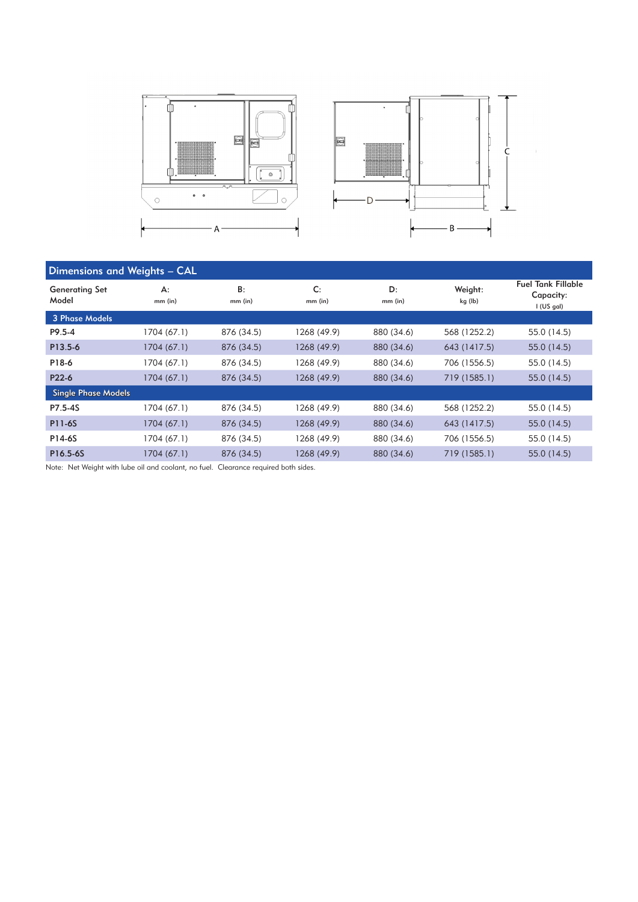## Dimensions and Weights – CAL

| Generating Set Model | A: mm (in) | B: mm (in) | C: mm (in) | D: mm (in) | Weight: kg (lb) | Fuel Tank Fillable Capacity: l (US gal) |
|---|---|---|---|---|---|---|
| **3 Phase Models** | | | | | | |
| **P9.5-4** | 1704 (67.1) | 876 (34.5) | 1268 (49.9) | 880 (34.6) | 568 (1252.2) | 55.0 (14.5) |
| **P13.5-6** | 1704 (67.1) | 876 (34.5) | 1268 (49.9) | 880 (34.6) | 643 (1417.5) | 55.0 (14.5) |
| **P18-6** | 1704 (67.1) | 876 (34.5) | 1268 (49.9) | 880 (34.6) | 706 (1556.5) | 55.0 (14.5) |
| **P22-6** | 1704 (67.1) | 876 (34.5) | 1268 (49.9) | 880 (34.6) | 719 (1585.1) | 55.0 (14.5) |
| **Single Phase Models** | | | | | | |
| **P7.5-4S** | 1704 (67.1) | 876 (34.5) | 1268 (49.9) | 880 (34.6) | 568 (1252.2) | 55.0 (14.5) |
| **P11-6S** | 1704 (67.1) | 876 (34.5) | 1268 (49.9) | 880 (34.6) | 643 (1417.5) | 55.0 (14.5) |
| **P14-6S** | 1704 (67.1) | 876 (34.5) | 1268 (49.9) | 880 (34.6) | 706 (1556.5) | 55.0 (14.5) |
| **P16.5-6S** | 1704 (67.1) | 876 (34.5) | 1268 (49.9) | 880 (34.6) | 719 (1585.1) | 55.0 (14.5) |

Note: Net Weight with lube oil and coolant, no fuel. Clearance required both sides.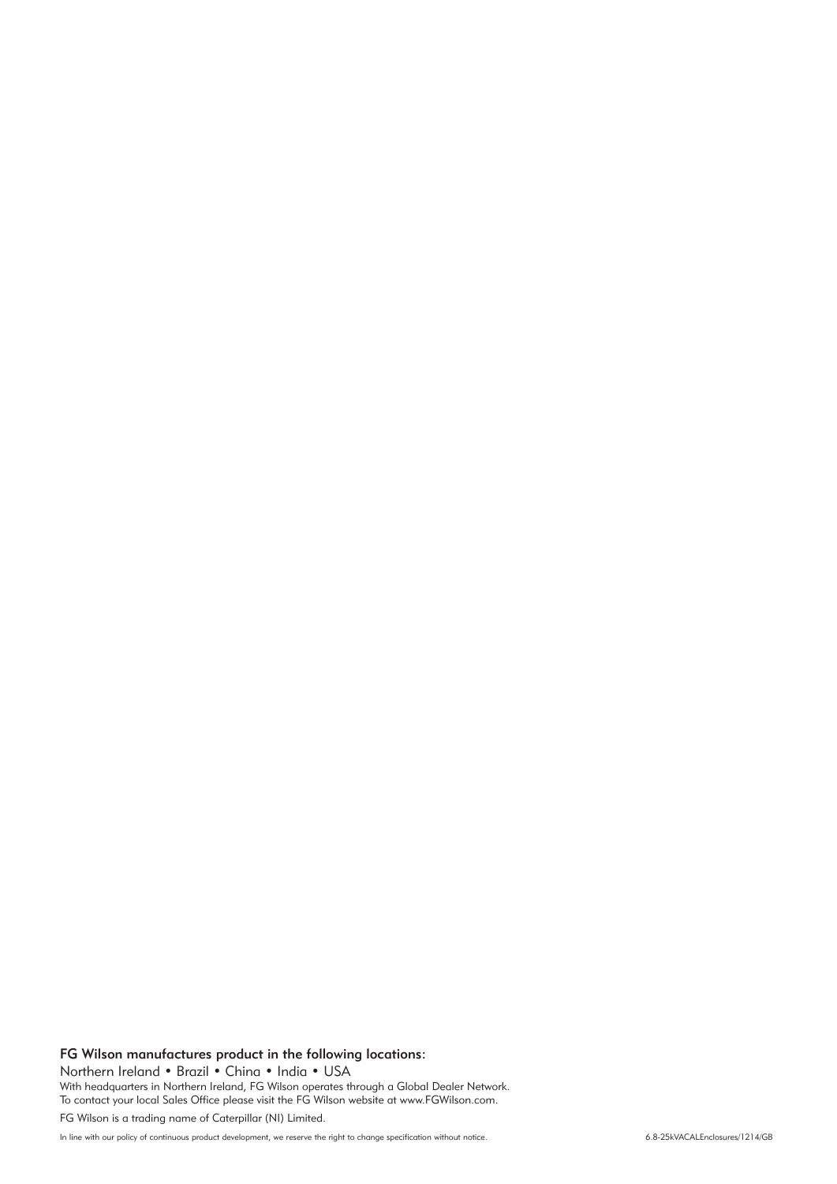**FG Wilson manufactures product in the following locations:**

Northern Ireland • Brazil • China • India • USA

With headquarters in Northern Ireland, FG Wilson operates through a Global Dealer Network.
To contact your local Sales Office please visit the FG Wilson website at www.FGWilson.com.

FG Wilson is a trading name of Caterpillar (NI) Limited.

In line with our policy of continuous product development, we reserve the right to change specification without notice.

6.8-25kVACALEnclosures/1214/GB